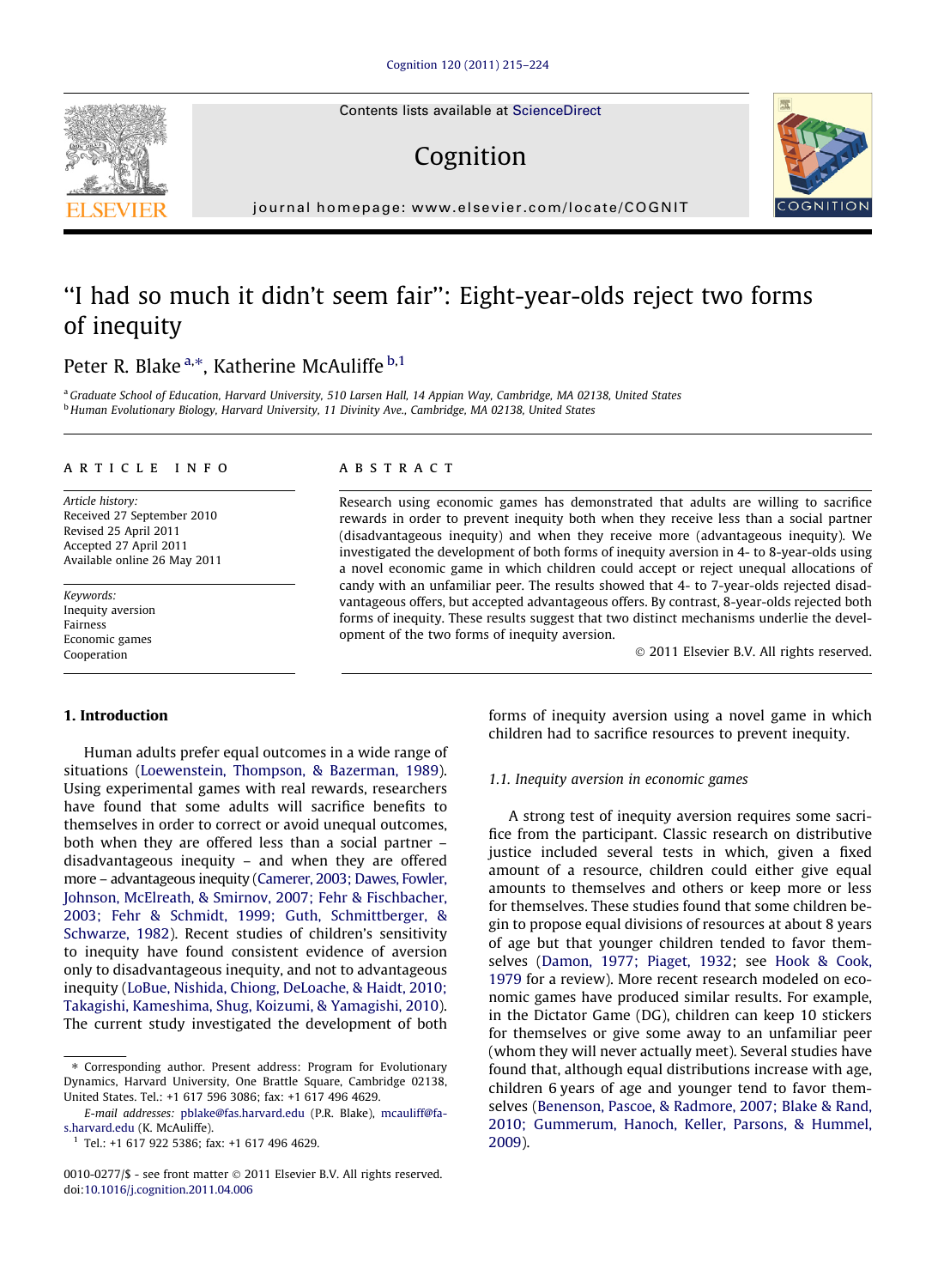# "I had so much it didn't seem fair": Eight-year-olds reject two forms of inequity

Peter R. Blake [a,*], Katherine McAuliffe [b,1]

[a] Graduate School of Education, Harvard University, 510 Larsen Hall, 14 Appian Way, Cambridge, MA 02138, United States
[b] Human Evolutionary Biology, Harvard University, 11 Divinity Ave., Cambridge, MA 02138, United States

**ARTICLE INFO**

*Article history:*
Received 27 September 2010
Revised 25 April 2011
Accepted 27 April 2011
Available online 26 May 2011

*Keywords:*
Inequity aversion
Fairness
Economic games
Cooperation

**ABSTRACT**

Research using economic games has demonstrated that adults are willing to sacrifice rewards in order to prevent inequity both when they receive less than a social partner (disadvantageous inequity) and when they receive more (advantageous inequity). We investigated the development of both forms of inequity aversion in 4- to 8-year-olds using a novel economic game in which children could accept or reject unequal allocations of candy with an unfamiliar peer. The results showed that 4- to 7-year-olds rejected disadvantageous offers, but accepted advantageous offers. By contrast, 8-year-olds rejected both forms of inequity. These results suggest that two distinct mechanisms underlie the development of the two forms of inequity aversion.

© 2011 Elsevier B.V. All rights reserved.

## 1. Introduction

Human adults prefer equal outcomes in a wide range of situations (Loewenstein, Thompson, & Bazerman, 1989). Using experimental games with real rewards, researchers have found that some adults will sacrifice benefits to themselves in order to correct or avoid unequal outcomes, both when they are offered less than a social partner – disadvantageous inequity – and when they are offered more – advantageous inequity (Camerer, 2003; Dawes, Fowler, Johnson, McElreath, & Smirnov, 2007; Fehr & Fischbacher, 2003; Fehr & Schmidt, 1999; Guth, Schmittberger, & Schwarze, 1982). Recent studies of children's sensitivity to inequity have found consistent evidence of aversion only to disadvantageous inequity, and not to advantageous inequity (LoBue, Nishida, Chiong, DeLoache, & Haidt, 2010; Takagishi, Kameshima, Shug, Koizumi, & Yamagishi, 2010). The current study investigated the development of both forms of inequity aversion using a novel game in which children had to sacrifice resources to prevent inequity.

### 1.1. Inequity aversion in economic games

A strong test of inequity aversion requires some sacrifice from the participant. Classic research on distributive justice included several tests in which, given a fixed amount of a resource, children could either give equal amounts to themselves and others or keep more or less for themselves. These studies found that some children begin to propose equal divisions of resources at about 8 years of age but that younger children tended to favor themselves (Damon, 1977; Piaget, 1932; see Hook & Cook, 1979 for a review). More recent research modeled on economic games have produced similar results. For example, in the Dictator Game (DG), children can keep 10 stickers for themselves or give some away to an unfamiliar peer (whom they will never actually meet). Several studies have found that, although equal distributions increase with age, children 6 years of age and younger tend to favor themselves (Benenson, Pascoe, & Radmore, 2007; Blake & Rand, 2010; Gummerum, Hanoch, Keller, Parsons, & Hummel, 2009).

* Corresponding author. Present address: Program for Evolutionary Dynamics, Harvard University, One Brattle Square, Cambridge 02138, United States. Tel.: +1 617 596 3086; fax: +1 617 496 4629.
E-mail addresses: pblake@fas.harvard.edu (P.R. Blake), mcauliff@fas.harvard.edu (K. McAuliffe).
[1] Tel.: +1 617 922 5386; fax: +1 617 496 4629.

0010-0277/$ - see front matter © 2011 Elsevier B.V. All rights reserved.
doi:10.1016/j.cognition.2011.04.006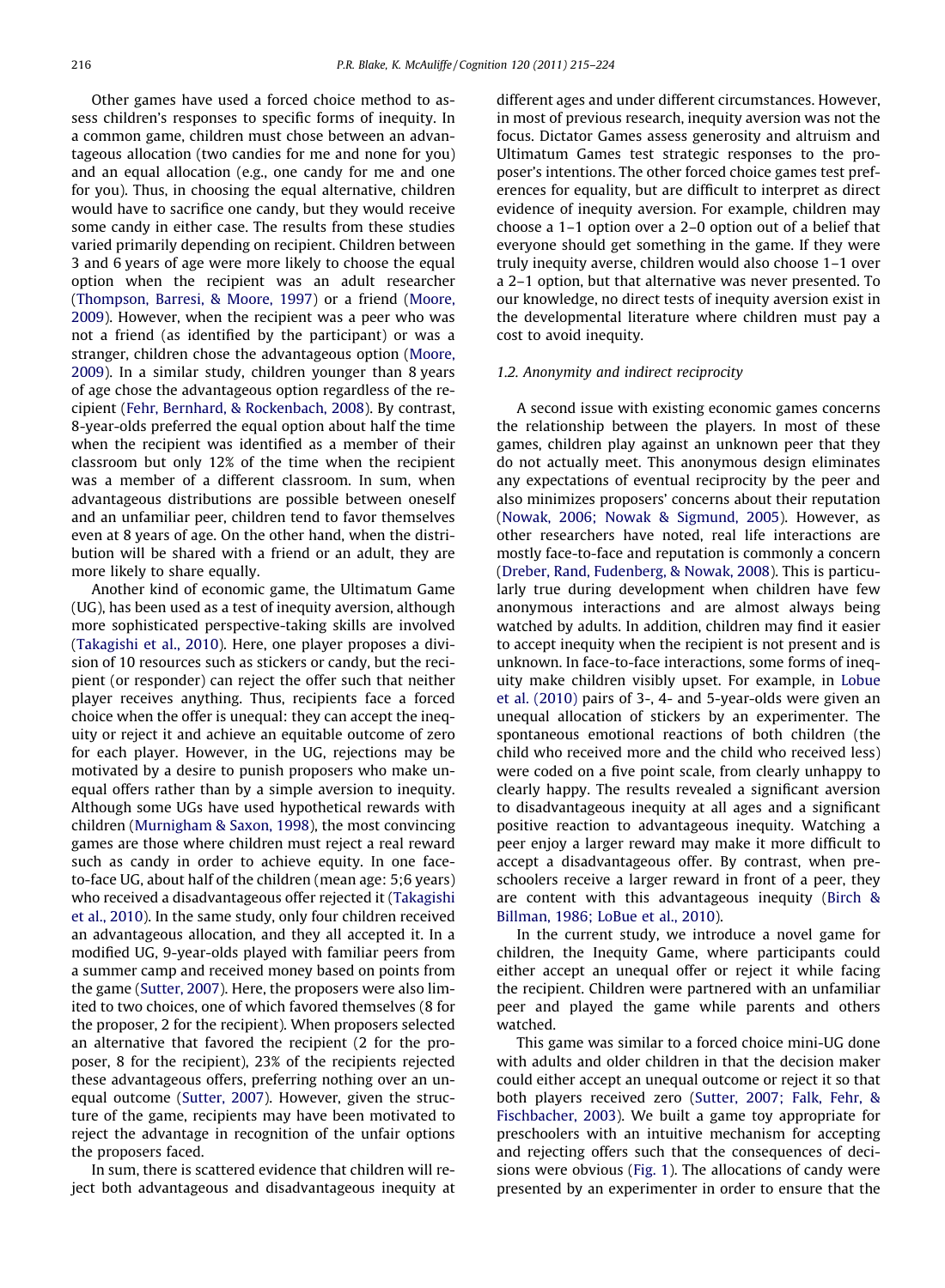Other games have used a forced choice method to assess children's responses to specific forms of inequity. In a common game, children must chose between an advantageous allocation (two candies for me and none for you) and an equal allocation (e.g., one candy for me and one for you). Thus, in choosing the equal alternative, children would have to sacrifice one candy, but they would receive some candy in either case. The results from these studies varied primarily depending on recipient. Children between 3 and 6 years of age were more likely to choose the equal option when the recipient was an adult researcher (Thompson, Barresi, & Moore, 1997) or a friend (Moore, 2009). However, when the recipient was a peer who was not a friend (as identified by the participant) or was a stranger, children chose the advantageous option (Moore, 2009). In a similar study, children younger than 8 years of age chose the advantageous option regardless of the recipient (Fehr, Bernhard, & Rockenbach, 2008). By contrast, 8-year-olds preferred the equal option about half the time when the recipient was identified as a member of their classroom but only 12% of the time when the recipient was a member of a different classroom. In sum, when advantageous distributions are possible between oneself and an unfamiliar peer, children tend to favor themselves even at 8 years of age. On the other hand, when the distribution will be shared with a friend or an adult, they are more likely to share equally.

Another kind of economic game, the Ultimatum Game (UG), has been used as a test of inequity aversion, although more sophisticated perspective-taking skills are involved (Takagishi et al., 2010). Here, one player proposes a division of 10 resources such as stickers or candy, but the recipient (or responder) can reject the offer such that neither player receives anything. Thus, recipients face a forced choice when the offer is unequal: they can accept the inequity or reject it and achieve an equitable outcome of zero for each player. However, in the UG, rejections may be motivated by a desire to punish proposers who make unequal offers rather than by a simple aversion to inequity. Although some UGs have used hypothetical rewards with children (Murnigham & Saxon, 1998), the most convincing games are those where children must reject a real reward such as candy in order to achieve equity. In one face-to-face UG, about half of the children (mean age: 5;6 years) who received a disadvantageous offer rejected it (Takagishi et al., 2010). In the same study, only four children received an advantageous allocation, and they all accepted it. In a modified UG, 9-year-olds played with familiar peers from a summer camp and received money based on points from the game (Sutter, 2007). Here, the proposers were also limited to two choices, one of which favored themselves (8 for the proposer, 2 for the recipient). When proposers selected an alternative that favored the recipient (2 for the proposer, 8 for the recipient), 23% of the recipients rejected these advantageous offers, preferring nothing over an unequal outcome (Sutter, 2007). However, given the structure of the game, recipients may have been motivated to reject the advantage in recognition of the unfair options the proposers faced.

In sum, there is scattered evidence that children will reject both advantageous and disadvantageous inequity at different ages and under different circumstances. However, in most of previous research, inequity aversion was not the focus. Dictator Games assess generosity and altruism and Ultimatum Games test strategic responses to the proposer's intentions. The other forced choice games test preferences for equality, but are difficult to interpret as direct evidence of inequity aversion. For example, children may choose a 1–1 option over a 2–0 option out of a belief that everyone should get something in the game. If they were truly inequity averse, children would also choose 1–1 over a 2–1 option, but that alternative was never presented. To our knowledge, no direct tests of inequity aversion exist in the developmental literature where children must pay a cost to avoid inequity.

### 1.2. Anonymity and indirect reciprocity

A second issue with existing economic games concerns the relationship between the players. In most of these games, children play against an unknown peer that they do not actually meet. This anonymous design eliminates any expectations of eventual reciprocity by the peer and also minimizes proposers' concerns about their reputation (Nowak, 2006; Nowak & Sigmund, 2005). However, as other researchers have noted, real life interactions are mostly face-to-face and reputation is commonly a concern (Dreber, Rand, Fudenberg, & Nowak, 2008). This is particularly true during development when children have few anonymous interactions and are almost always being watched by adults. In addition, children may find it easier to accept inequity when the recipient is not present and is unknown. In face-to-face interactions, some forms of inequity make children visibly upset. For example, in Lobue et al. (2010) pairs of 3-, 4- and 5-year-olds were given an unequal allocation of stickers by an experimenter. The spontaneous emotional reactions of both children (the child who received more and the child who received less) were coded on a five point scale, from clearly unhappy to clearly happy. The results revealed a significant aversion to disadvantageous inequity at all ages and a significant positive reaction to advantageous inequity. Watching a peer enjoy a larger reward may make it more difficult to accept a disadvantageous offer. By contrast, when preschoolers receive a larger reward in front of a peer, they are content with this advantageous inequity (Birch & Billman, 1986; LoBue et al., 2010).

In the current study, we introduce a novel game for children, the Inequity Game, where participants could either accept an unequal offer or reject it while facing the recipient. Children were partnered with an unfamiliar peer and played the game while parents and others watched.

This game was similar to a forced choice mini-UG done with adults and older children in that the decision maker could either accept an unequal outcome or reject it so that both players received zero (Sutter, 2007; Falk, Fehr, & Fischbacher, 2003). We built a game toy appropriate for preschoolers with an intuitive mechanism for accepting and rejecting offers such that the consequences of decisions were obvious (Fig. 1). The allocations of candy were presented by an experimenter in order to ensure that the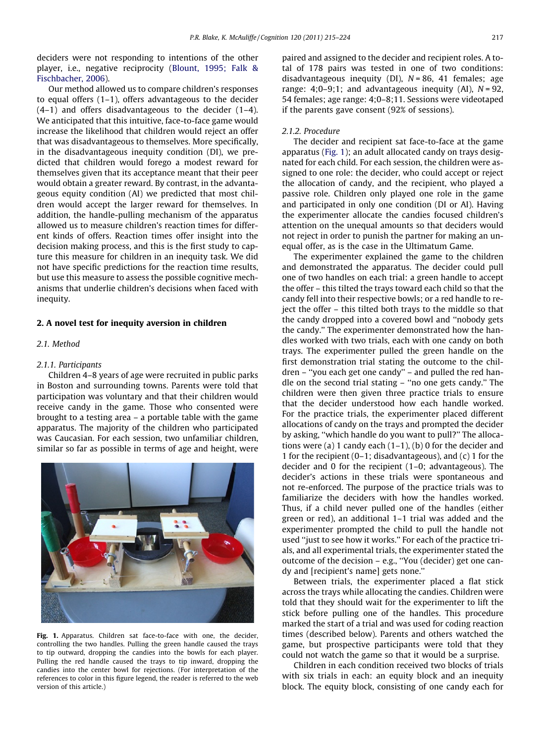deciders were not responding to intentions of the other player, i.e., negative reciprocity (Blount, 1995; Falk & Fischbacher, 2006).

Our method allowed us to compare children's responses to equal offers (1–1), offers advantageous to the decider (4–1) and offers disadvantageous to the decider (1–4). We anticipated that this intuitive, face-to-face game would increase the likelihood that children would reject an offer that was disadvantageous to themselves. More specifically, in the disadvantageous inequity condition (DI), we predicted that children would forego a modest reward for themselves given that its acceptance meant that their peer would obtain a greater reward. By contrast, in the advantageous equity condition (AI) we predicted that most children would accept the larger reward for themselves. In addition, the handle-pulling mechanism of the apparatus allowed us to measure children's reaction times for different kinds of offers. Reaction times offer insight into the decision making process, and this is the first study to capture this measure for children in an inequity task. We did not have specific predictions for the reaction time results, but use this measure to assess the possible cognitive mechanisms that underlie children's decisions when faced with inequity.

## 2. A novel test for inequity aversion in children

### 2.1. Method

#### 2.1.1. Participants

Children 4–8 years of age were recruited in public parks in Boston and surrounding towns. Parents were told that participation was voluntary and that their children would receive candy in the game. Those who consented were brought to a testing area – a portable table with the game apparatus. The majority of the children who participated was Caucasian. For each session, two unfamiliar children, similar so far as possible in terms of age and height, were paired and assigned to the decider and recipient roles. A total of 178 pairs was tested in one of two conditions: disadvantageous inequity (DI), $N = 86$, 41 females; age range: 4;0–9;1; and advantageous inequity (AI), $N = 92$, 54 females; age range: 4;0–8;11. Sessions were videotaped if the parents gave consent (92% of sessions).

Fig. 1. Apparatus. Children sat face-to-face with one, the decider, controlling the two handles. Pulling the green handle caused the trays to tip outward, dropping the candies into the bowls for each player. Pulling the red handle caused the trays to tip inward, dropping the candies into the center bowl for rejections. (For interpretation of the references to color in this figure legend, the reader is referred to the web version of this article.)

#### 2.1.2. Procedure

The decider and recipient sat face-to-face at the game apparatus (Fig. 1); an adult allocated candy on trays designated for each child. For each session, the children were assigned to one role: the decider, who could accept or reject the allocation of candy, and the recipient, who played a passive role. Children only played one role in the game and participated in only one condition (DI or AI). Having the experimenter allocate the candies focused children's attention on the unequal amounts so that deciders would not reject in order to punish the partner for making an unequal offer, as is the case in the Ultimatum Game.

The experimenter explained the game to the children and demonstrated the apparatus. The decider could pull one of two handles on each trial: a green handle to accept the offer – this tilted the trays toward each child so that the candy fell into their respective bowls; or a red handle to reject the offer – this tilted both trays to the middle so that the candy dropped into a covered bowl and ''nobody gets the candy.'' The experimenter demonstrated how the handles worked with two trials, each with one candy on both trays. The experimenter pulled the green handle on the first demonstration trial stating the outcome to the children – ''you each get one candy'' – and pulled the red handle on the second trial stating – ''no one gets candy.'' The children were then given three practice trials to ensure that the decider understood how each handle worked. For the practice trials, the experimenter placed different allocations of candy on the trays and prompted the decider by asking, ''which handle do you want to pull?'' The allocations were (a) 1 candy each (1–1), (b) 0 for the decider and 1 for the recipient (0–1; disadvantageous), and (c) 1 for the decider and 0 for the recipient (1–0; advantageous). The decider's actions in these trials were spontaneous and not re-enforced. The purpose of the practice trials was to familiarize the deciders with how the handles worked. Thus, if a child never pulled one of the handles (either green or red), an additional 1–1 trial was added and the experimenter prompted the child to pull the handle not used ''just to see how it works.'' For each of the practice trials, and all experimental trials, the experimenter stated the outcome of the decision – e.g., ''You (decider) get one candy and [recipient's name] gets none.''

Between trials, the experimenter placed a flat stick across the trays while allocating the candies. Children were told that they should wait for the experimenter to lift the stick before pulling one of the handles. This procedure marked the start of a trial and was used for coding reaction times (described below). Parents and others watched the game, but prospective participants were told that they could not watch the game so that it would be a surprise.

Children in each condition received two blocks of trials with six trials in each: an equity block and an inequity block. The equity block, consisting of one candy each for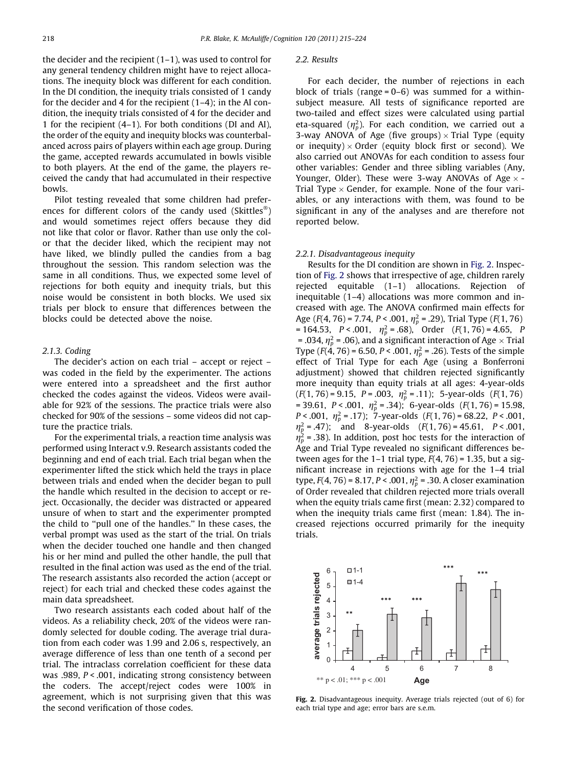the decider and the recipient (1–1), was used to control for any general tendency children might have to reject allocations. The inequity block was different for each condition. In the DI condition, the inequity trials consisted of 1 candy for the decider and 4 for the recipient (1–4); in the AI condition, the inequity trials consisted of 4 for the decider and 1 for the recipient (4–1). For both conditions (DI and AI), the order of the equity and inequity blocks was counterbalanced across pairs of players within each age group. During the game, accepted rewards accumulated in bowls visible to both players. At the end of the game, the players received the candy that had accumulated in their respective bowls.

Pilot testing revealed that some children had preferences for different colors of the candy used (Skittles®) and would sometimes reject offers because they did not like that color or flavor. Rather than use only the color that the decider liked, which the recipient may not have liked, we blindly pulled the candies from a bag throughout the session. This random selection was the same in all conditions. Thus, we expected some level of rejections for both equity and inequity trials, but this noise would be consistent in both blocks. We used six trials per block to ensure that differences between the blocks could be detected above the noise.

### 2.1.3. Coding

The decider's action on each trial – accept or reject – was coded in the field by the experimenter. The actions were entered into a spreadsheet and the first author checked the codes against the videos. Videos were available for 92% of the sessions. The practice trials were also checked for 90% of the sessions – some videos did not capture the practice trials.

For the experimental trials, a reaction time analysis was performed using Interact v.9. Research assistants coded the beginning and end of each trial. Each trial began when the experimenter lifted the stick which held the trays in place between trials and ended when the decider began to pull the handle which resulted in the decision to accept or reject. Occasionally, the decider was distracted or appeared unsure of when to start and the experimenter prompted the child to "pull one of the handles." In these cases, the verbal prompt was used as the start of the trial. On trials when the decider touched one handle and then changed his or her mind and pulled the other handle, the pull that resulted in the final action was used as the end of the trial. The research assistants also recorded the action (accept or reject) for each trial and checked these codes against the main data spreadsheet.

Two research assistants each coded about half of the videos. As a reliability check, 20% of the videos were randomly selected for double coding. The average trial duration from each coder was 1.99 and 2.06 s, respectively, an average difference of less than one tenth of a second per trial. The intraclass correlation coefficient for these data was .989, $P < .001$, indicating strong consistency between the coders. The accept/reject codes were 100% in agreement, which is not surprising given that this was the second verification of those codes.

## 2.2. Results

For each decider, the number of rejections in each block of trials (range = 0–6) was summed for a within-subject measure. All tests of significance reported are two-tailed and effect sizes were calculated using partial eta-squared ($\eta_p^2$). For each condition, we carried out a 3-way ANOVA of Age (five groups) × Trial Type (equity or inequity) × Order (equity block first or second). We also carried out ANOVAs for each condition to assess four other variables: Gender and three sibling variables (Any, Younger, Older). These were 3-way ANOVAs of Age × Trial Type × Gender, for example. None of the four variables, or any interactions with them, was found to be significant in any of the analyses and are therefore not reported below.

### 2.2.1. Disadvantageous inequity

Results for the DI condition are shown in Fig. 2. Inspection of Fig. 2 shows that irrespective of age, children rarely rejected equitable (1–1) allocations. Rejection of inequitable (1–4) allocations was more common and increased with age. The ANOVA confirmed main effects for Age ($F(4, 76) = 7.74$, $P < .001$, $\eta_p^2 = .29$), Trial Type ($F(1, 76) = 164.53$, $P < .001$, $\eta_p^2 = .68$), Order ($F(1, 76) = 4.65$, $P = .034$, $\eta_p^2 = .06$), and a significant interaction of Age × Trial Type ($F(4, 76) = 6.50$, $P < .001$, $\eta_p^2 = .26$). Tests of the simple effect of Trial Type for each Age (using a Bonferroni adjustment) showed that children rejected significantly more inequity than equity trials at all ages: 4-year-olds ($F(1, 76) = 9.15$, $P = .003$, $\eta_p^2 = .11$); 5-year-olds ($F(1, 76) = 39.61$, $P < .001$, $\eta_p^2 = .34$); 6-year-olds ($F(1, 76) = 15.98$, $P < .001$, $\eta_p^2 = .17$); 7-year-olds ($F(1, 76) = 68.22$, $P < .001$, $\eta_p^2 = .47$); and 8-year-olds ($F(1, 76) = 45.61$, $P < .001$, $\eta_p^2 = .38$). In addition, post hoc tests for the interaction of Age and Trial Type revealed no significant differences between ages for the 1–1 trial type, $F(4, 76) = 1.35$, but a significant increase in rejections with age for the 1–4 trial type, $F(4, 76) = 8.17$, $P < .001$, $\eta_p^2 = .30$. A closer examination of Order revealed that children rejected more trials overall when the equity trials came first (mean: 2.32) compared to when the inequity trials came first (mean: 1.84). The increased rejections occurred primarily for the inequity trials.

**Fig. 2.** Disadvantageous inequity. Average trials rejected (out of 6) for each trial type and age; error bars are s.e.m.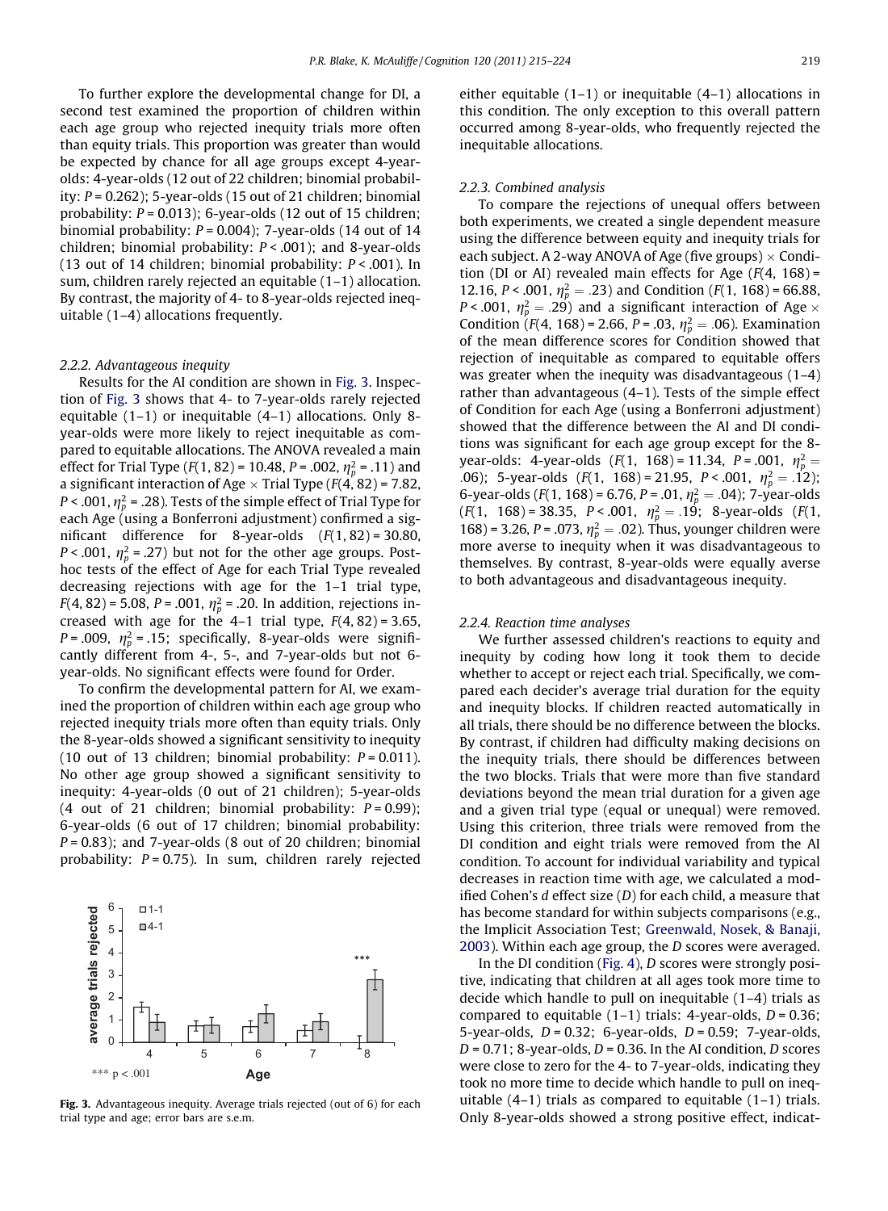To further explore the developmental change for DI, a second test examined the proportion of children within each age group who rejected inequity trials more often than equity trials. This proportion was greater than would be expected by chance for all age groups except 4-year-olds: 4-year-olds (12 out of 22 children; binomial probability: $P = 0.262$); 5-year-olds (15 out of 21 children; binomial probability: $P = 0.013$); 6-year-olds (12 out of 15 children; binomial probability: $P = 0.004$); 7-year-olds (14 out of 14 children; binomial probability: $P < .001$); and 8-year-olds (13 out of 14 children; binomial probability: $P < .001$). In sum, children rarely rejected an equitable (1–1) allocation. By contrast, the majority of 4- to 8-year-olds rejected inequitable (1–4) allocations frequently.

#### 2.2.2. Advantageous inequity

Results for the AI condition are shown in Fig. 3. Inspection of Fig. 3 shows that 4- to 7-year-olds rarely rejected equitable (1–1) or inequitable (4–1) allocations. Only 8-year-olds were more likely to reject inequitable as compared to equitable allocations. The ANOVA revealed a main effect for Trial Type ($F(1, 82) = 10.48$, $P = .002$, $\eta_p^2 = .11$) and a significant interaction of Age × Trial Type ($F(4, 82) = 7.82$, $P < .001$, $\eta_p^2 = .28$). Tests of the simple effect of Trial Type for each Age (using a Bonferroni adjustment) confirmed a significant difference for 8-year-olds ($F(1, 82) = 30.80$, $P < .001$, $\eta_p^2 = .27$) but not for the other age groups. Post-hoc tests of the effect of Age for each Trial Type revealed decreasing rejections with age for the 1–1 trial type, $F(4, 82) = 5.08$, $P = .001$, $\eta_p^2 = .20$. In addition, rejections increased with age for the 4–1 trial type, $F(4, 82) = 3.65$, $P = .009$, $\eta_p^2 = .15$; specifically, 8-year-olds were significantly different from 4-, 5-, and 7-year-olds but not 6-year-olds. No significant effects were found for Order.

To confirm the developmental pattern for AI, we examined the proportion of children within each age group who rejected inequity trials more often than equity trials. Only the 8-year-olds showed a significant sensitivity to inequity (10 out of 13 children; binomial probability: $P = 0.011$). No other age group showed a significant sensitivity to inequity: 4-year-olds (0 out of 21 children); 5-year-olds (4 out of 21 children; binomial probability: $P = 0.99$); 6-year-olds (6 out of 17 children; binomial probability: $P = 0.83$); and 7-year-olds (8 out of 20 children; binomial probability: $P = 0.75$). In sum, children rarely rejected either equitable (1–1) or inequitable (4–1) allocations in this condition. The only exception to this overall pattern occurred among 8-year-olds, who frequently rejected the inequitable allocations.

**Fig. 3.** Advantageous inequity. Average trials rejected (out of 6) for each trial type and age; error bars are s.e.m.

#### 2.2.3. Combined analysis

To compare the rejections of unequal offers between both experiments, we created a single dependent measure using the difference between equity and inequity trials for each subject. A 2-way ANOVA of Age (five groups) × Condition (DI or AI) revealed main effects for Age ($F(4, 168) = 12.16$, $P < .001$, $\eta_p^2 = .23$) and Condition ($F(1, 168) = 66.88$, $P < .001$, $\eta_p^2 = .29$) and a significant interaction of Age × Condition ($F(4, 168) = 2.66$, $P = .03$, $\eta_p^2 = .06$). Examination of the mean difference scores for Condition showed that rejection of inequitable as compared to equitable offers was greater when the inequity was disadvantageous (1–4) rather than advantageous (4–1). Tests of the simple effect of Condition for each Age (using a Bonferroni adjustment) showed that the difference between the AI and DI conditions was significant for each age group except for the 8-year-olds: 4-year-olds ($F(1, 168) = 11.34$, $P = .001$, $\eta_p^2 = .06$); 5-year-olds ($F(1, 168) = 21.95$, $P < .001$, $\eta_p^2 = .12$); 6-year-olds ($F(1, 168) = 6.76$, $P = .01$, $\eta_p^2 = .04$); 7-year-olds ($F(1, 168) = 38.35$, $P < .001$, $\eta_p^2 = .19$; 8-year-olds ($F(1, 168) = 3.26$, $P = .073$, $\eta_p^2 = .02$). Thus, younger children were more averse to inequity when it was disadvantageous to themselves. By contrast, 8-year-olds were equally averse to both advantageous and disadvantageous inequity.

#### 2.2.4. Reaction time analyses

We further assessed children's reactions to equity and inequity by coding how long it took them to decide whether to accept or reject each trial. Specifically, we compared each decider's average trial duration for the equity and inequity blocks. If children reacted automatically in all trials, there should be no difference between the blocks. By contrast, if children had difficulty making decisions on the inequity trials, there should be differences between the two blocks. Trials that were more than five standard deviations beyond the mean trial duration for a given age and a given trial type (equal or unequal) were removed. Using this criterion, three trials were removed from the DI condition and eight trials were removed from the AI condition. To account for individual variability and typical decreases in reaction time with age, we calculated a modified Cohen's *d* effect size (*D*) for each child, a measure that has become standard for within subjects comparisons (e.g., the Implicit Association Test; Greenwald, Nosek, & Banaji, 2003). Within each age group, the *D* scores were averaged.

In the DI condition (Fig. 4), *D* scores were strongly positive, indicating that children at all ages took more time to decide which handle to pull on inequitable (1–4) trials as compared to equitable (1–1) trials: 4-year-olds, $D = 0.36$; 5-year-olds, $D = 0.32$; 6-year-olds, $D = 0.59$; 7-year-olds, $D = 0.71$; 8-year-olds, $D = 0.36$. In the AI condition, *D* scores were close to zero for the 4- to 7-year-olds, indicating they took no more time to decide which handle to pull on inequitable (4–1) trials as compared to equitable (1–1) trials. Only 8-year-olds showed a strong positive effect, indicat-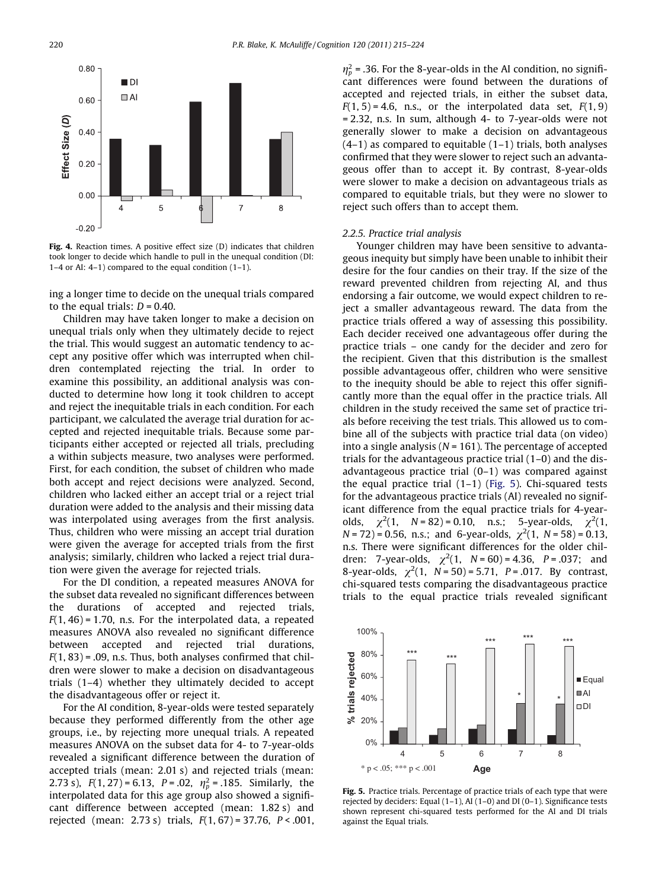**Fig. 4.** Reaction times. A positive effect size (D) indicates that children took longer to decide which handle to pull in the unequal condition (DI: 1–4 or AI: 4–1) compared to the equal condition (1–1).

ing a longer time to decide on the unequal trials compared to the equal trials: $D = 0.40$.

Children may have taken longer to make a decision on unequal trials only when they ultimately decide to reject the trial. This would suggest an automatic tendency to accept any positive offer which was interrupted when children contemplated rejecting the trial. In order to examine this possibility, an additional analysis was conducted to determine how long it took children to accept and reject the inequitable trials in each condition. For each participant, we calculated the average trial duration for accepted and rejected inequitable trials. Because some participants either accepted or rejected all trials, precluding a within subjects measure, two analyses were performed. First, for each condition, the subset of children who made both accept and reject decisions were analyzed. Second, children who lacked either an accept trial or a reject trial duration were added to the analysis and their missing data was interpolated using averages from the first analysis. Thus, children who were missing an accept trial duration were given the average for accepted trials from the first analysis; similarly, children who lacked a reject trial duration were given the average for rejected trials.

For the DI condition, a repeated measures ANOVA for the subset data revealed no significant differences between the durations of accepted and rejected trials, $F(1, 46) = 1.70$, n.s. For the interpolated data, a repeated measures ANOVA also revealed no significant difference between accepted and rejected trial durations, $F(1, 83) = .09$, n.s. Thus, both analyses confirmed that children were slower to make a decision on disadvantageous trials (1–4) whether they ultimately decided to accept the disadvantageous offer or reject it.

For the AI condition, 8-year-olds were tested separately because they performed differently from the other age groups, i.e., by rejecting more unequal trials. A repeated measures ANOVA on the subset data for 4- to 7-year-olds revealed a significant difference between the duration of accepted trials (mean: 2.01 s) and rejected trials (mean: 2.73 s), $F(1, 27) = 6.13$, $P = .02$, $\eta_p^2 = .185$. Similarly, the interpolated data for this age group also showed a significant difference between accepted (mean: 1.82 s) and rejected (mean: 2.73 s) trials, $F(1, 67) = 37.76$, $P < .001$, $\eta_p^2 = .36$. For the 8-year-olds in the AI condition, no significant differences were found between the durations of accepted and rejected trials, in either the subset data, $F(1, 5) = 4.6$, n.s., or the interpolated data set, $F(1, 9) = 2.32$, n.s. In sum, although 4- to 7-year-olds were not generally slower to make a decision on advantageous (4–1) as compared to equitable (1–1) trials, both analyses confirmed that they were slower to reject such an advantageous offer than to accept it. By contrast, 8-year-olds were slower to make a decision on advantageous trials as compared to equitable trials, but they were no slower to reject such offers than to accept them.

### 2.2.5. Practice trial analysis

Younger children may have been sensitive to advantageous inequity but simply have been unable to inhibit their desire for the four candies on their tray. If the size of the reward prevented children from rejecting AI, and thus endorsing a fair outcome, we would expect children to reject a smaller advantageous reward. The data from the practice trials offered a way of assessing this possibility. Each decider received one advantageous offer during the practice trials – one candy for the decider and zero for the recipient. Given that this distribution is the smallest possible advantageous offer, children who were sensitive to the inequity should be able to reject this offer significantly more than the equal offer in the practice trials. All children in the study received the same set of practice trials before receiving the test trials. This allowed us to combine all of the subjects with practice trial data (on video) into a single analysis ($N = 161$). The percentage of accepted trials for the advantageous practice trial (1–0) and the disadvantageous practice trial (0–1) was compared against the equal practice trial (1–1) (Fig. 5). Chi-squared tests for the advantageous practice trials (AI) revealed no significant difference from the equal practice trials for 4-year-olds, $\chi^2(1, N = 82) = 0.10$, n.s.; 5-year-olds, $\chi^2(1, N = 72) = 0.56$, n.s.; and 6-year-olds, $\chi^2(1, N = 58) = 0.13$, n.s. There were significant differences for the older children: 7-year-olds, $\chi^2(1, N = 60) = 4.36$, $P = .037$; and 8-year-olds, $\chi^2(1, N = 50) = 5.71$, $P = .017$. By contrast, chi-squared tests comparing the disadvantageous practice trials to the equal practice trials revealed significant

**Fig. 5.** Practice trials. Percentage of practice trials of each type that were rejected by deciders: Equal (1–1), AI (1–0) and DI (0–1). Significance tests shown represent chi-squared tests performed for the AI and DI trials against the Equal trials.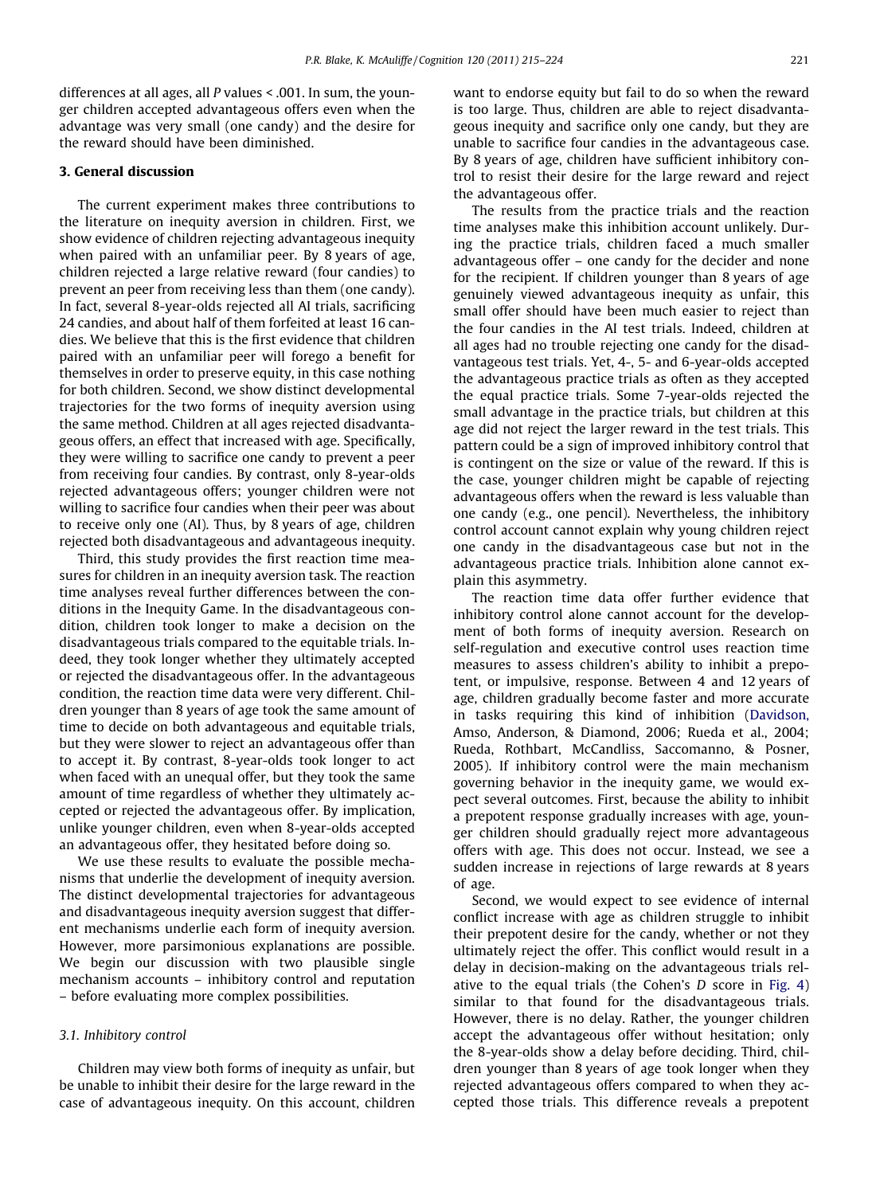differences at all ages, all $P$ values < .001. In sum, the younger children accepted advantageous offers even when the advantage was very small (one candy) and the desire for the reward should have been diminished.

## 3. General discussion

The current experiment makes three contributions to the literature on inequity aversion in children. First, we show evidence of children rejecting advantageous inequity when paired with an unfamiliar peer. By 8 years of age, children rejected a large relative reward (four candies) to prevent an peer from receiving less than them (one candy). In fact, several 8-year-olds rejected all AI trials, sacrificing 24 candies, and about half of them forfeited at least 16 candies. We believe that this is the first evidence that children paired with an unfamiliar peer will forego a benefit for themselves in order to preserve equity, in this case nothing for both children. Second, we show distinct developmental trajectories for the two forms of inequity aversion using the same method. Children at all ages rejected disadvantageous offers, an effect that increased with age. Specifically, they were willing to sacrifice one candy to prevent a peer from receiving four candies. By contrast, only 8-year-olds rejected advantageous offers; younger children were not willing to sacrifice four candies when their peer was about to receive only one (AI). Thus, by 8 years of age, children rejected both disadvantageous and advantageous inequity.

Third, this study provides the first reaction time measures for children in an inequity aversion task. The reaction time analyses reveal further differences between the conditions in the Inequity Game. In the disadvantageous condition, children took longer to make a decision on the disadvantageous trials compared to the equitable trials. Indeed, they took longer whether they ultimately accepted or rejected the disadvantageous offer. In the advantageous condition, the reaction time data were very different. Children younger than 8 years of age took the same amount of time to decide on both advantageous and equitable trials, but they were slower to reject an advantageous offer than to accept it. By contrast, 8-year-olds took longer to act when faced with an unequal offer, but they took the same amount of time regardless of whether they ultimately accepted or rejected the advantageous offer. By implication, unlike younger children, even when 8-year-olds accepted an advantageous offer, they hesitated before doing so.

We use these results to evaluate the possible mechanisms that underlie the development of inequity aversion. The distinct developmental trajectories for advantageous and disadvantageous inequity aversion suggest that different mechanisms underlie each form of inequity aversion. However, more parsimonious explanations are possible. We begin our discussion with two plausible single mechanism accounts – inhibitory control and reputation – before evaluating more complex possibilities.

### 3.1. Inhibitory control

Children may view both forms of inequity as unfair, but be unable to inhibit their desire for the large reward in the case of advantageous inequity. On this account, children want to endorse equity but fail to do so when the reward is too large. Thus, children are able to reject disadvantageous inequity and sacrifice only one candy, but they are unable to sacrifice four candies in the advantageous case. By 8 years of age, children have sufficient inhibitory control to resist their desire for the large reward and reject the advantageous offer.

The results from the practice trials and the reaction time analyses make this inhibition account unlikely. During the practice trials, children faced a much smaller advantageous offer – one candy for the decider and none for the recipient. If children younger than 8 years of age genuinely viewed advantageous inequity as unfair, this small offer should have been much easier to reject than the four candies in the AI test trials. Indeed, children at all ages had no trouble rejecting one candy for the disadvantageous test trials. Yet, 4-, 5- and 6-year-olds accepted the advantageous practice trials as often as they accepted the equal practice trials. Some 7-year-olds rejected the small advantage in the practice trials, but children at this age did not reject the larger reward in the test trials. This pattern could be a sign of improved inhibitory control that is contingent on the size or value of the reward. If this is the case, younger children might be capable of rejecting advantageous offers when the reward is less valuable than one candy (e.g., one pencil). Nevertheless, the inhibitory control account cannot explain why young children reject one candy in the disadvantageous case but not in the advantageous practice trials. Inhibition alone cannot explain this asymmetry.

The reaction time data offer further evidence that inhibitory control alone cannot account for the development of both forms of inequity aversion. Research on self-regulation and executive control uses reaction time measures to assess children's ability to inhibit a prepotent, or impulsive, response. Between 4 and 12 years of age, children gradually become faster and more accurate in tasks requiring this kind of inhibition (Davidson, Amso, Anderson, & Diamond, 2006; Rueda et al., 2004; Rueda, Rothbart, McCandliss, Saccomanno, & Posner, 2005). If inhibitory control were the main mechanism governing behavior in the inequity game, we would expect several outcomes. First, because the ability to inhibit a prepotent response gradually increases with age, younger children should gradually reject more advantageous offers with age. This does not occur. Instead, we see a sudden increase in rejections of large rewards at 8 years of age.

Second, we would expect to see evidence of internal conflict increase with age as children struggle to inhibit their prepotent desire for the candy, whether or not they ultimately reject the offer. This conflict would result in a delay in decision-making on the advantageous trials relative to the equal trials (the Cohen's $D$ score in Fig. 4) similar to that found for the disadvantageous trials. However, there is no delay. Rather, the younger children accept the advantageous offer without hesitation; only the 8-year-olds show a delay before deciding. Third, children younger than 8 years of age took longer when they rejected advantageous offers compared to when they accepted those trials. This difference reveals a prepotent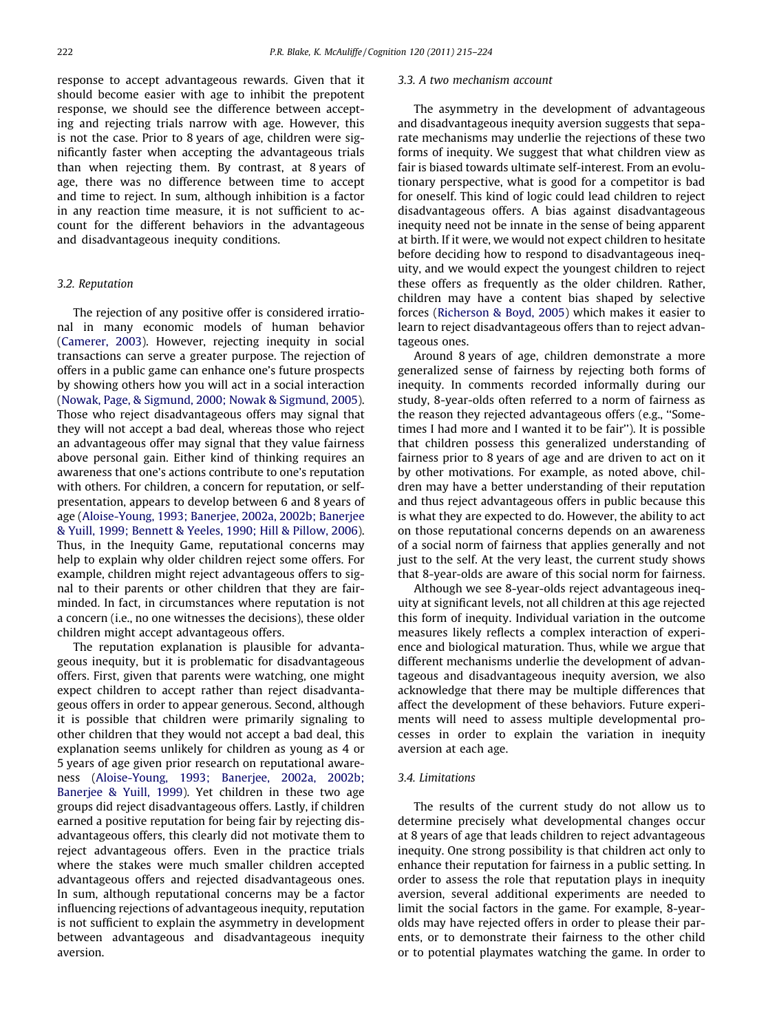response to accept advantageous rewards. Given that it should become easier with age to inhibit the prepotent response, we should see the difference between accepting and rejecting trials narrow with age. However, this is not the case. Prior to 8 years of age, children were significantly faster when accepting the advantageous trials than when rejecting them. By contrast, at 8 years of age, there was no difference between time to accept and time to reject. In sum, although inhibition is a factor in any reaction time measure, it is not sufficient to account for the different behaviors in the advantageous and disadvantageous inequity conditions.

### 3.2. Reputation

The rejection of any positive offer is considered irrational in many economic models of human behavior (Camerer, 2003). However, rejecting inequity in social transactions can serve a greater purpose. The rejection of offers in a public game can enhance one's future prospects by showing others how you will act in a social interaction (Nowak, Page, & Sigmund, 2000; Nowak & Sigmund, 2005). Those who reject disadvantageous offers may signal that they will not accept a bad deal, whereas those who reject an advantageous offer may signal that they value fairness above personal gain. Either kind of thinking requires an awareness that one's actions contribute to one's reputation with others. For children, a concern for reputation, or self-presentation, appears to develop between 6 and 8 years of age (Aloise-Young, 1993; Banerjee, 2002a, 2002b; Banerjee & Yuill, 1999; Bennett & Yeeles, 1990; Hill & Pillow, 2006). Thus, in the Inequity Game, reputational concerns may help to explain why older children reject some offers. For example, children might reject advantageous offers to signal to their parents or other children that they are fair-minded. In fact, in circumstances where reputation is not a concern (i.e., no one witnesses the decisions), these older children might accept advantageous offers.

The reputation explanation is plausible for advantageous inequity, but it is problematic for disadvantageous offers. First, given that parents were watching, one might expect children to accept rather than reject disadvantageous offers in order to appear generous. Second, although it is possible that children were primarily signaling to other children that they would not accept a bad deal, this explanation seems unlikely for children as young as 4 or 5 years of age given prior research on reputational awareness (Aloise-Young, 1993; Banerjee, 2002a, 2002b; Banerjee & Yuill, 1999). Yet children in these two age groups did reject disadvantageous offers. Lastly, if children earned a positive reputation for being fair by rejecting disadvantageous offers, this clearly did not motivate them to reject advantageous offers. Even in the practice trials where the stakes were much smaller children accepted advantageous offers and rejected disadvantageous ones. In sum, although reputational concerns may be a factor influencing rejections of advantageous inequity, reputation is not sufficient to explain the asymmetry in development between advantageous and disadvantageous inequity aversion.

### 3.3. A two mechanism account

The asymmetry in the development of advantageous and disadvantageous inequity aversion suggests that separate mechanisms may underlie the rejections of these two forms of inequity. We suggest that what children view as fair is biased towards ultimate self-interest. From an evolutionary perspective, what is good for a competitor is bad for oneself. This kind of logic could lead children to reject disadvantageous offers. A bias against disadvantageous inequity need not be innate in the sense of being apparent at birth. If it were, we would not expect children to hesitate before deciding how to respond to disadvantageous inequity, and we would expect the youngest children to reject these offers as frequently as the older children. Rather, children may have a content bias shaped by selective forces (Richerson & Boyd, 2005) which makes it easier to learn to reject disadvantageous offers than to reject advantageous ones.

Around 8 years of age, children demonstrate a more generalized sense of fairness by rejecting both forms of inequity. In comments recorded informally during our study, 8-year-olds often referred to a norm of fairness as the reason they rejected advantageous offers (e.g., ''Sometimes I had more and I wanted it to be fair''). It is possible that children possess this generalized understanding of fairness prior to 8 years of age and are driven to act on it by other motivations. For example, as noted above, children may have a better understanding of their reputation and thus reject advantageous offers in public because this is what they are expected to do. However, the ability to act on those reputational concerns depends on an awareness of a social norm of fairness that applies generally and not just to the self. At the very least, the current study shows that 8-year-olds are aware of this social norm for fairness.

Although we see 8-year-olds reject advantageous inequity at significant levels, not all children at this age rejected this form of inequity. Individual variation in the outcome measures likely reflects a complex interaction of experience and biological maturation. Thus, while we argue that different mechanisms underlie the development of advantageous and disadvantageous inequity aversion, we also acknowledge that there may be multiple differences that affect the development of these behaviors. Future experiments will need to assess multiple developmental processes in order to explain the variation in inequity aversion at each age.

### 3.4. Limitations

The results of the current study do not allow us to determine precisely what developmental changes occur at 8 years of age that leads children to reject advantageous inequity. One strong possibility is that children act only to enhance their reputation for fairness in a public setting. In order to assess the role that reputation plays in inequity aversion, several additional experiments are needed to limit the social factors in the game. For example, 8-year-olds may have rejected offers in order to please their parents, or to demonstrate their fairness to the other child or to potential playmates watching the game. In order to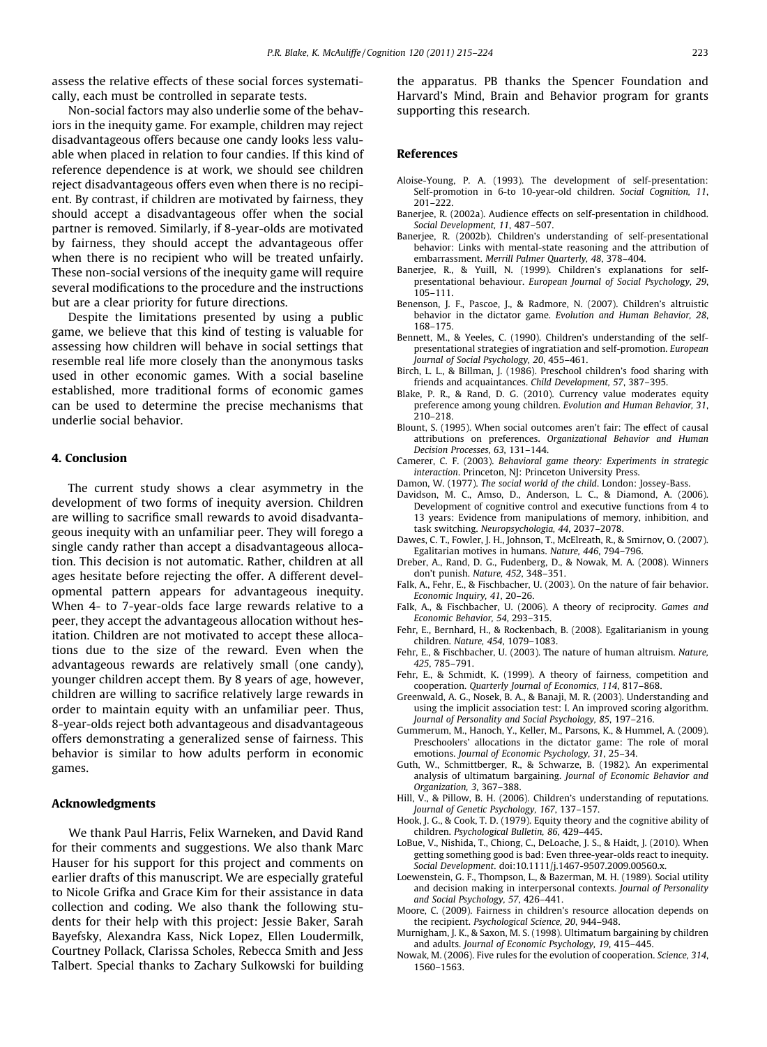assess the relative effects of these social forces systematically, each must be controlled in separate tests.

Non-social factors may also underlie some of the behaviors in the inequity game. For example, children may reject disadvantageous offers because one candy looks less valuable when placed in relation to four candies. If this kind of reference dependence is at work, we should see children reject disadvantageous offers even when there is no recipient. By contrast, if children are motivated by fairness, they should accept a disadvantageous offer when the social partner is removed. Similarly, if 8-year-olds are motivated by fairness, they should accept the advantageous offer when there is no recipient who will be treated unfairly. These non-social versions of the inequity game will require several modifications to the procedure and the instructions but are a clear priority for future directions.

Despite the limitations presented by using a public game, we believe that this kind of testing is valuable for assessing how children will behave in social settings that resemble real life more closely than the anonymous tasks used in other economic games. With a social baseline established, more traditional forms of economic games can be used to determine the precise mechanisms that underlie social behavior.

## 4. Conclusion

The current study shows a clear asymmetry in the development of two forms of inequity aversion. Children are willing to sacrifice small rewards to avoid disadvantageous inequity with an unfamiliar peer. They will forego a single candy rather than accept a disadvantageous allocation. This decision is not automatic. Rather, children at all ages hesitate before rejecting the offer. A different developmental pattern appears for advantageous inequity. When 4- to 7-year-olds face large rewards relative to a peer, they accept the advantageous allocation without hesitation. Children are not motivated to accept these allocations due to the size of the reward. Even when the advantageous rewards are relatively small (one candy), younger children accept them. By 8 years of age, however, children are willing to sacrifice relatively large rewards in order to maintain equity with an unfamiliar peer. Thus, 8-year-olds reject both advantageous and disadvantageous offers demonstrating a generalized sense of fairness. This behavior is similar to how adults perform in economic games.

## Acknowledgments

We thank Paul Harris, Felix Warneken, and David Rand for their comments and suggestions. We also thank Marc Hauser for his support for this project and comments on earlier drafts of this manuscript. We are especially grateful to Nicole Grifka and Grace Kim for their assistance in data collection and coding. We also thank the following students for their help with this project: Jessie Baker, Sarah Bayefsky, Alexandra Kass, Nick Lopez, Ellen Loudermilk, Courtney Pollack, Clarissa Scholes, Rebecca Smith and Jess Talbert. Special thanks to Zachary Sulkowski for building the apparatus. PB thanks the Spencer Foundation and Harvard's Mind, Brain and Behavior program for grants supporting this research.

## References

Aloise-Young, P. A. (1993). The development of self-presentation: Self-promotion in 6-to 10-year-old children. *Social Cognition, 11*, 201–222.

Banerjee, R. (2002a). Audience effects on self-presentation in childhood. *Social Development, 11*, 487–507.

Banerjee, R. (2002b). Children's understanding of self-presentational behavior: Links with mental-state reasoning and the attribution of embarrassment. *Merrill Palmer Quarterly, 48*, 378–404.

Banerjee, R., & Yuill, N. (1999). Children's explanations for self-presentational behaviour. *European Journal of Social Psychology, 29*, 105–111.

Benenson, J. F., Pascoe, J., & Radmore, N. (2007). Children's altruistic behavior in the dictator game. *Evolution and Human Behavior, 28*, 168–175.

Bennett, M., & Yeeles, C. (1990). Children's understanding of the self-presentational strategies of ingratiation and self-promotion. *European Journal of Social Psychology, 20*, 455–461.

Birch, L. L., & Billman, J. (1986). Preschool children's food sharing with friends and acquaintances. *Child Development, 57*, 387–395.

Blake, P. R., & Rand, D. G. (2010). Currency value moderates equity preference among young children. *Evolution and Human Behavior, 31*, 210–218.

Blount, S. (1995). When social outcomes aren't fair: The effect of causal attributions on preferences. *Organizational Behavior and Human Decision Processes, 63*, 131–144.

Camerer, C. F. (2003). *Behavioral game theory: Experiments in strategic interaction*. Princeton, NJ: Princeton University Press.

Damon, W. (1977). *The social world of the child*. London: Jossey-Bass.

Davidson, M. C., Amso, D., Anderson, L. C., & Diamond, A. (2006). Development of cognitive control and executive functions from 4 to 13 years: Evidence from manipulations of memory, inhibition, and task switching. *Neuropsychologia, 44*, 2037–2078.

Dawes, C. T., Fowler, J. H., Johnson, T., McElreath, R., & Smirnov, O. (2007). Egalitarian motives in humans. *Nature, 446*, 794–796.

Dreber, A., Rand, D. G., Fudenberg, D., & Nowak, M. A. (2008). Winners don't punish. *Nature, 452*, 348–351.

Falk, A., Fehr, E., & Fischbacher, U. (2003). On the nature of fair behavior. *Economic Inquiry, 41*, 20–26.

Falk, A., & Fischbacher, U. (2006). A theory of reciprocity. *Games and Economic Behavior, 54*, 293–315.

Fehr, E., Bernhard, H., & Rockenbach, B. (2008). Egalitarianism in young children. *Nature, 454*, 1079–1083.

Fehr, E., & Fischbacher, U. (2003). The nature of human altruism. *Nature, 425*, 785–791.

Fehr, E., & Schmidt, K. (1999). A theory of fairness, competition and cooperation. *Quarterly Journal of Economics, 114*, 817–868.

Greenwald, A. G., Nosek, B. A., & Banaji, M. R. (2003). Understanding and using the implicit association test: I. An improved scoring algorithm. *Journal of Personality and Social Psychology, 85*, 197–216.

Gummerum, M., Hanoch, Y., Keller, M., Parsons, K., & Hummel, A. (2009). Preschoolers' allocations in the dictator game: The role of moral emotions. *Journal of Economic Psychology, 31*, 25–34.

Guth, W., Schmittberger, R., & Schwarze, B. (1982). An experimental analysis of ultimatum bargaining. *Journal of Economic Behavior and Organization, 3*, 367–388.

Hill, V., & Pillow, B. H. (2006). Children's understanding of reputations. *Journal of Genetic Psychology, 167*, 137–157.

Hook, J. G., & Cook, T. D. (1979). Equity theory and the cognitive ability of children. *Psychological Bulletin, 86*, 429–445.

LoBue, V., Nishida, T., Chiong, C., DeLoache, J. S., & Haidt, J. (2010). When getting something good is bad: Even three-year-olds react to inequity. *Social Development*. doi:10.1111/j.1467-9507.2009.00560.x.

Loewenstein, G. F., Thompson, L., & Bazerman, M. H. (1989). Social utility and decision making in interpersonal contexts. *Journal of Personality and Social Psychology, 57*, 426–441.

Moore, C. (2009). Fairness in children's resource allocation depends on the recipient. *Psychological Science, 20*, 944–948.

Murnigham, J. K., & Saxon, M. S. (1998). Ultimatum bargaining by children and adults. *Journal of Economic Psychology, 19*, 415–445.

Nowak, M. (2006). Five rules for the evolution of cooperation. *Science, 314*, 1560–1563.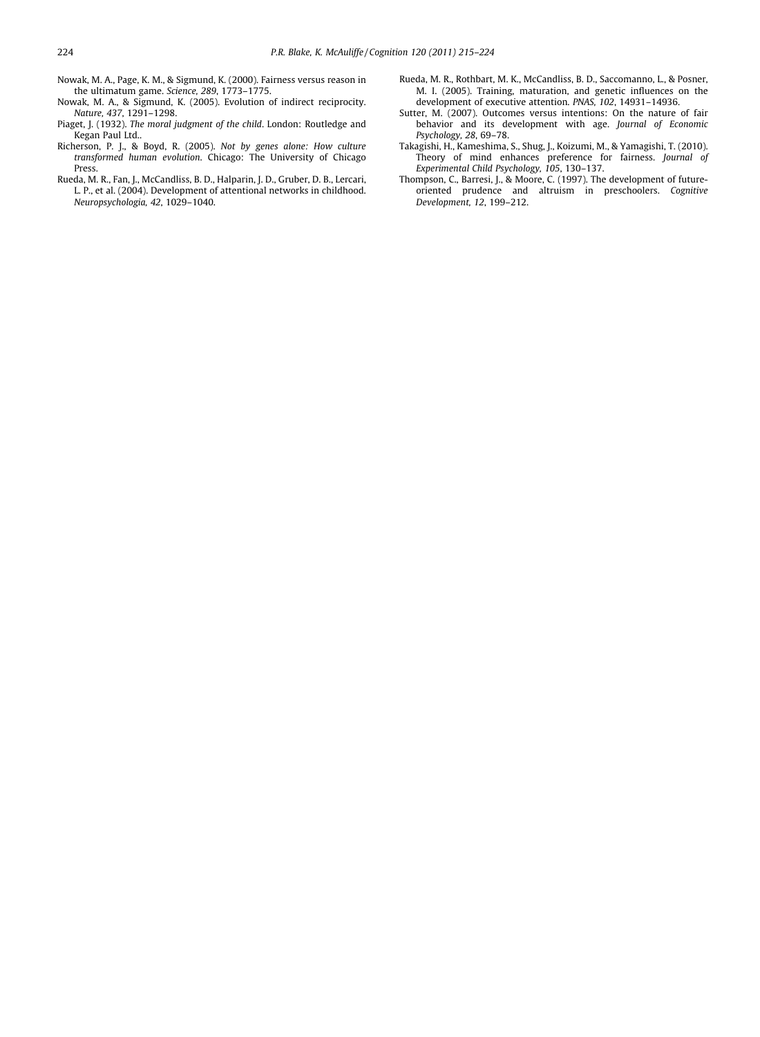Nowak, M. A., Page, K. M., & Sigmund, K. (2000). Fairness versus reason in the ultimatum game. *Science, 289*, 1773–1775.

Nowak, M. A., & Sigmund, K. (2005). Evolution of indirect reciprocity. *Nature, 437*, 1291–1298.

Piaget, J. (1932). *The moral judgment of the child*. London: Routledge and Kegan Paul Ltd..

Richerson, P. J., & Boyd, R. (2005). *Not by genes alone: How culture transformed human evolution*. Chicago: The University of Chicago Press.

Rueda, M. R., Fan, J., McCandliss, B. D., Halparin, J. D., Gruber, D. B., Lercari, L. P., et al. (2004). Development of attentional networks in childhood. *Neuropsychologia, 42*, 1029–1040.

Rueda, M. R., Rothbart, M. K., McCandliss, B. D., Saccomanno, L., & Posner, M. I. (2005). Training, maturation, and genetic influences on the development of executive attention. *PNAS, 102*, 14931–14936.

Sutter, M. (2007). Outcomes versus intentions: On the nature of fair behavior and its development with age. *Journal of Economic Psychology, 28*, 69–78.

Takagishi, H., Kameshima, S., Shug, J., Koizumi, M., & Yamagishi, T. (2010). Theory of mind enhances preference for fairness. *Journal of Experimental Child Psychology, 105*, 130–137.

Thompson, C., Barresi, J., & Moore, C. (1997). The development of future-oriented prudence and altruism in preschoolers. *Cognitive Development, 12*, 199–212.